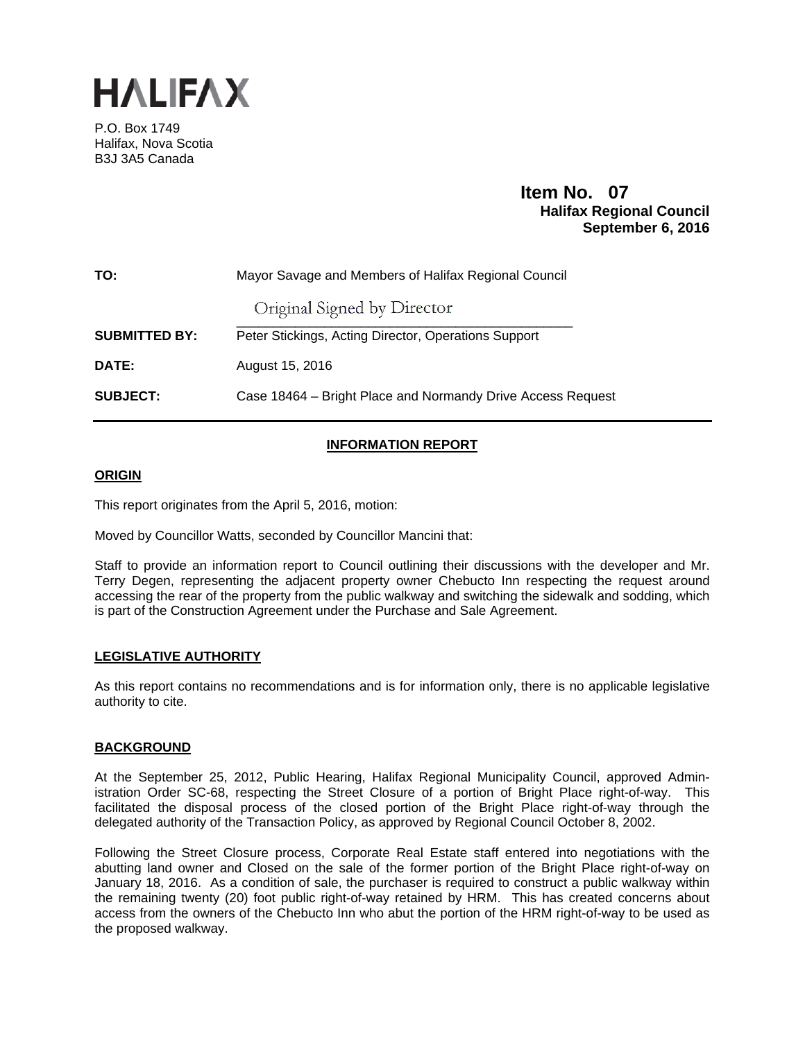# HALIFAX

P.O. Box 1749
Halifax, Nova Scotia
B3J 3A5 Canada

**Item No. 07**
**Halifax Regional Council**
**September 6, 2016**

**TO:** Mayor Savage and Members of Halifax Regional Council

Original Signed by Director

**SUBMITTED BY:** Peter Stickings, Acting Director, Operations Support

**DATE:** August 15, 2016

**SUBJECT:** Case 18464 – Bright Place and Normandy Drive Access Request

## INFORMATION REPORT

### ORIGIN

This report originates from the April 5, 2016, motion:

Moved by Councillor Watts, seconded by Councillor Mancini that:

Staff to provide an information report to Council outlining their discussions with the developer and Mr. Terry Degen, representing the adjacent property owner Chebucto Inn respecting the request around accessing the rear of the property from the public walkway and switching the sidewalk and sodding, which is part of the Construction Agreement under the Purchase and Sale Agreement.

### LEGISLATIVE AUTHORITY

As this report contains no recommendations and is for information only, there is no applicable legislative authority to cite.

### BACKGROUND

At the September 25, 2012, Public Hearing, Halifax Regional Municipality Council, approved Administration Order SC-68, respecting the Street Closure of a portion of Bright Place right-of-way. This facilitated the disposal process of the closed portion of the Bright Place right-of-way through the delegated authority of the Transaction Policy, as approved by Regional Council October 8, 2002.

Following the Street Closure process, Corporate Real Estate staff entered into negotiations with the abutting land owner and Closed on the sale of the former portion of the Bright Place right-of-way on January 18, 2016. As a condition of sale, the purchaser is required to construct a public walkway within the remaining twenty (20) foot public right-of-way retained by HRM. This has created concerns about access from the owners of the Chebucto Inn who abut the portion of the HRM right-of-way to be used as the proposed walkway.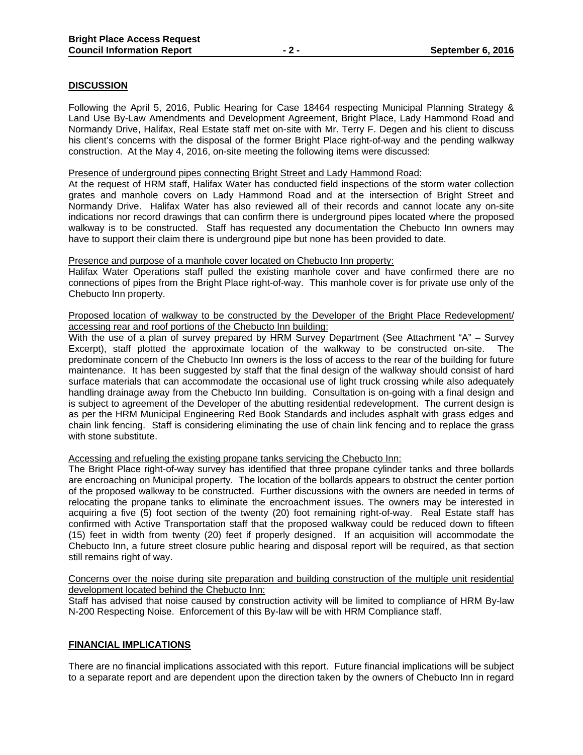## DISCUSSION

Following the April 5, 2016, Public Hearing for Case 18464 respecting Municipal Planning Strategy & Land Use By-Law Amendments and Development Agreement, Bright Place, Lady Hammond Road and Normandy Drive, Halifax, Real Estate staff met on-site with Mr. Terry F. Degen and his client to discuss his client's concerns with the disposal of the former Bright Place right-of-way and the pending walkway construction. At the May 4, 2016, on-site meeting the following items were discussed:

Presence of underground pipes connecting Bright Street and Lady Hammond Road:
At the request of HRM staff, Halifax Water has conducted field inspections of the storm water collection grates and manhole covers on Lady Hammond Road and at the intersection of Bright Street and Normandy Drive. Halifax Water has also reviewed all of their records and cannot locate any on-site indications nor record drawings that can confirm there is underground pipes located where the proposed walkway is to be constructed. Staff has requested any documentation the Chebucto Inn owners may have to support their claim there is underground pipe but none has been provided to date.

Presence and purpose of a manhole cover located on Chebucto Inn property:
Halifax Water Operations staff pulled the existing manhole cover and have confirmed there are no connections of pipes from the Bright Place right-of-way. This manhole cover is for private use only of the Chebucto Inn property.

Proposed location of walkway to be constructed by the Developer of the Bright Place Redevelopment/ accessing rear and roof portions of the Chebucto Inn building:
With the use of a plan of survey prepared by HRM Survey Department (See Attachment "A" – Survey Excerpt), staff plotted the approximate location of the walkway to be constructed on-site. The predominate concern of the Chebucto Inn owners is the loss of access to the rear of the building for future maintenance. It has been suggested by staff that the final design of the walkway should consist of hard surface materials that can accommodate the occasional use of light truck crossing while also adequately handling drainage away from the Chebucto Inn building. Consultation is on-going with a final design and is subject to agreement of the Developer of the abutting residential redevelopment. The current design is as per the HRM Municipal Engineering Red Book Standards and includes asphalt with grass edges and chain link fencing. Staff is considering eliminating the use of chain link fencing and to replace the grass with stone substitute.

Accessing and refueling the existing propane tanks servicing the Chebucto Inn:
The Bright Place right-of-way survey has identified that three propane cylinder tanks and three bollards are encroaching on Municipal property. The location of the bollards appears to obstruct the center portion of the proposed walkway to be constructed. Further discussions with the owners are needed in terms of relocating the propane tanks to eliminate the encroachment issues. The owners may be interested in acquiring a five (5) foot section of the twenty (20) foot remaining right-of-way. Real Estate staff has confirmed with Active Transportation staff that the proposed walkway could be reduced down to fifteen (15) feet in width from twenty (20) feet if properly designed. If an acquisition will accommodate the Chebucto Inn, a future street closure public hearing and disposal report will be required, as that section still remains right of way.

Concerns over the noise during site preparation and building construction of the multiple unit residential development located behind the Chebucto Inn:
Staff has advised that noise caused by construction activity will be limited to compliance of HRM By-law N-200 Respecting Noise. Enforcement of this By-law will be with HRM Compliance staff.

## FINANCIAL IMPLICATIONS

There are no financial implications associated with this report. Future financial implications will be subject to a separate report and are dependent upon the direction taken by the owners of Chebucto Inn in regard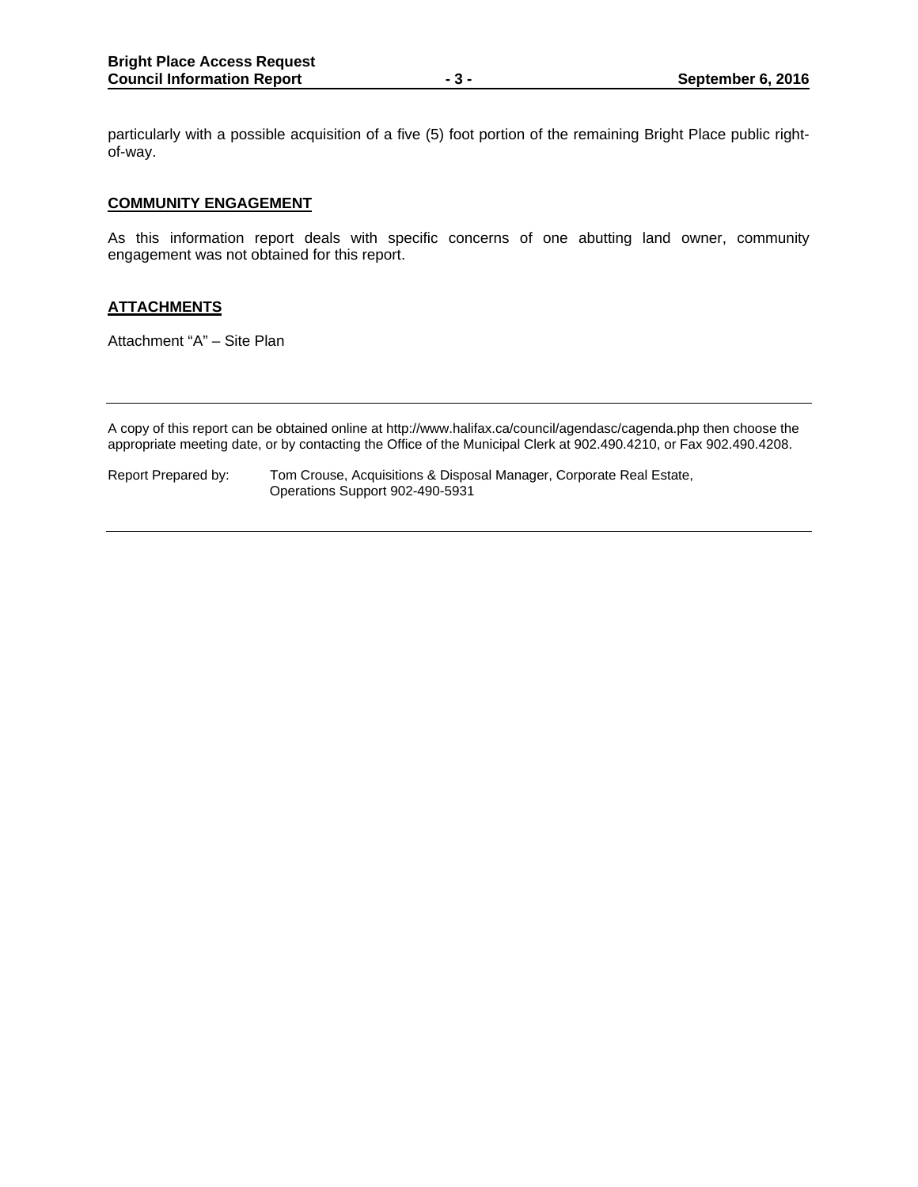particularly with a possible acquisition of a five (5) foot portion of the remaining Bright Place public right-of-way.

## COMMUNITY ENGAGEMENT

As this information report deals with specific concerns of one abutting land owner, community engagement was not obtained for this report.

## ATTACHMENTS

Attachment "A" – Site Plan

---

A copy of this report can be obtained online at http://www.halifax.ca/council/agendasc/cagenda.php then choose the appropriate meeting date, or by contacting the Office of the Municipal Clerk at 902.490.4210, or Fax 902.490.4208.

Report Prepared by: Tom Crouse, Acquisitions & Disposal Manager, Corporate Real Estate, Operations Support 902-490-5931

---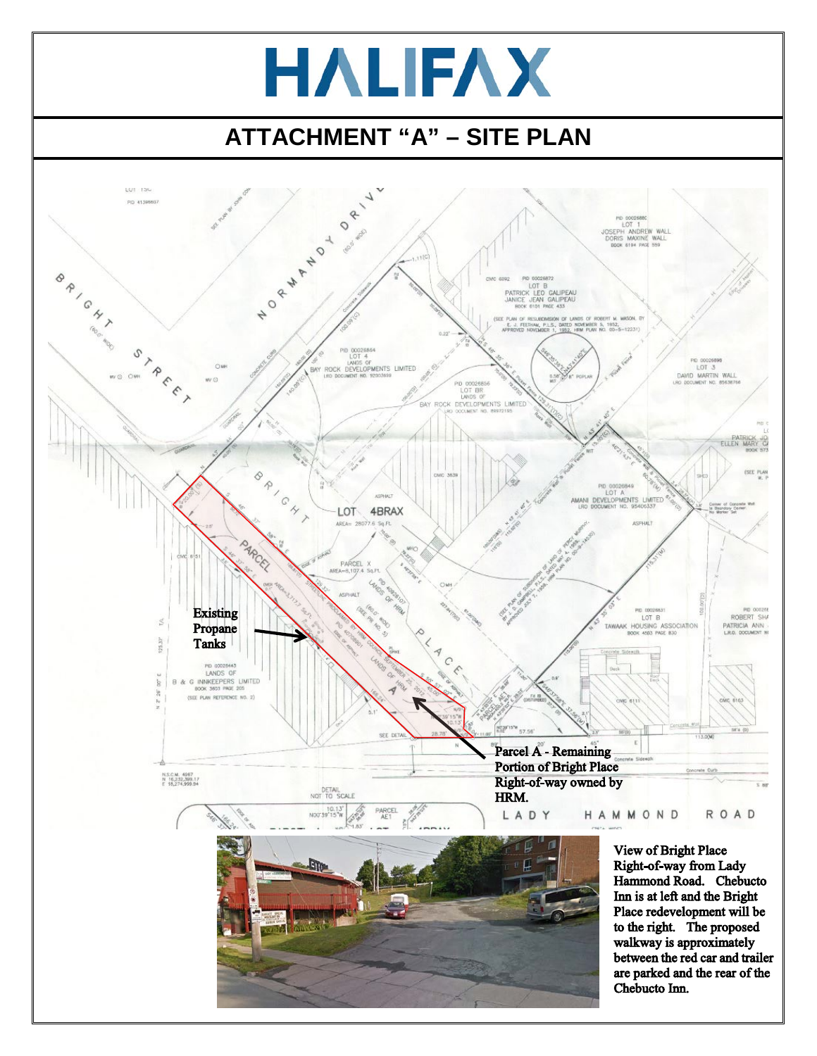# HALIFAX

## ATTACHMENT "A" – SITE PLAN

Existing Propane Tanks

Parcel A - Remaining Portion of Bright Place Right-of-way owned by HRM.

View of Bright Place Right-of-way from Lady Hammond Road. Chebucto Inn is at left and the Bright Place redevelopment will be to the right. The proposed walkway is approximately between the red car and trailer are parked and the rear of the Chebucto Inn.